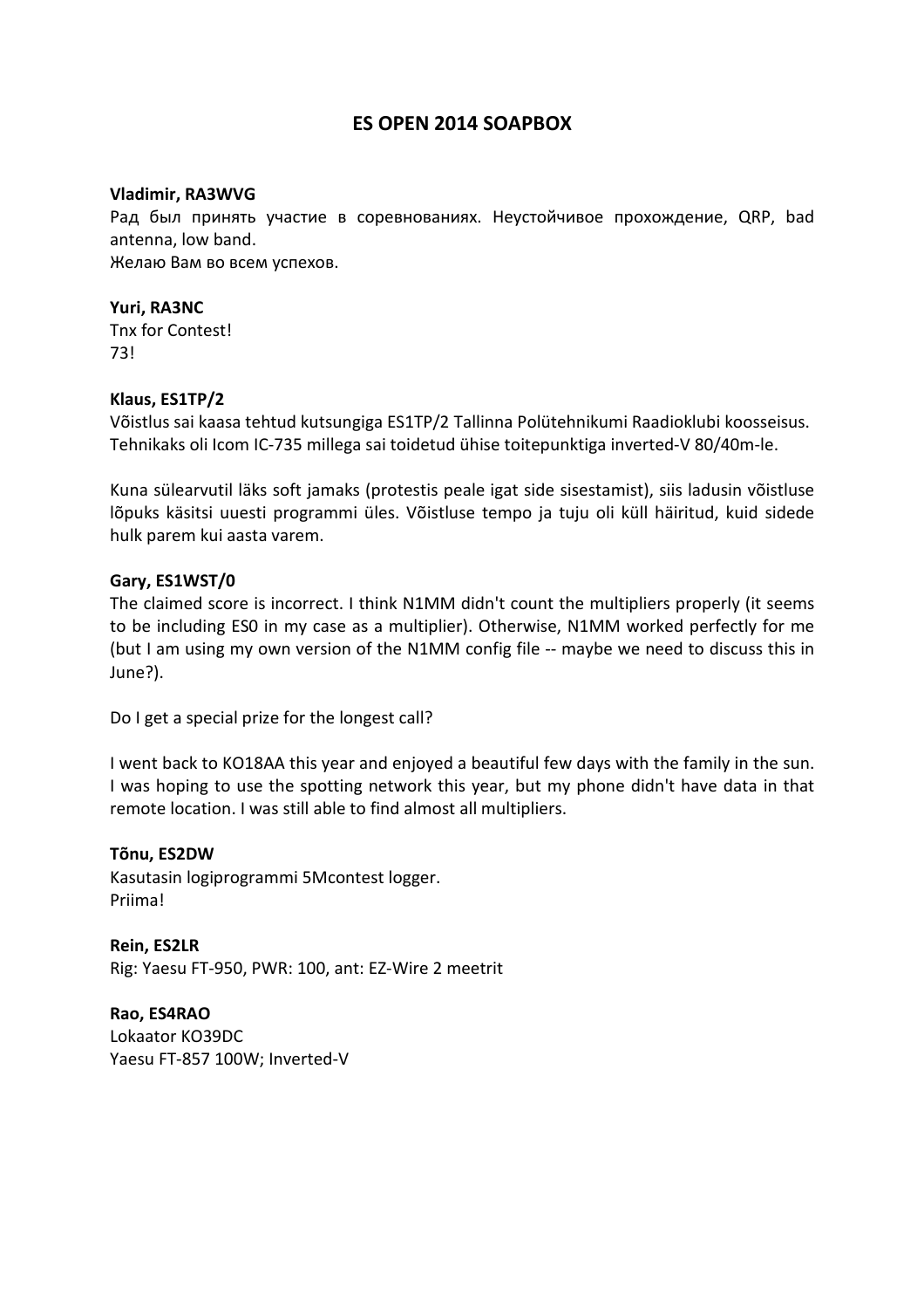# ES OPEN 2014 SOAPBOX

**Vladimir, RA3WVG**

Рад был принять участие в соревнованиях. Неустойчивое прохождение, QRP, bad antenna, low band.
Желаю Вам во всем успехов.

**Yuri, RA3NC**

Tnx for Contest!
73!

**Klaus, ES1TP/2**

Võistlus sai kaasa tehtud kutsungiga ES1TP/2 Tallinna Polütehnikumi Raadioklubi koosseisus. Tehnikaks oli Icom IC-735 millega sai toidetud ühise toitepunktiga inverted-V 80/40m-le.

Kuna sülearvutil läks soft jamaks (protestis peale igat side sisestamist), siis ladusin võistluse lõpuks käsitsi uuesti programmi üles. Võistluse tempo ja tuju oli küll häiritud, kuid sidede hulk parem kui aasta varem.

**Gary, ES1WST/0**

The claimed score is incorrect. I think N1MM didn't count the multipliers properly (it seems to be including ES0 in my case as a multiplier). Otherwise, N1MM worked perfectly for me (but I am using my own version of the N1MM config file -- maybe we need to discuss this in June?).

Do I get a special prize for the longest call?

I went back to KO18AA this year and enjoyed a beautiful few days with the family in the sun. I was hoping to use the spotting network this year, but my phone didn't have data in that remote location. I was still able to find almost all multipliers.

**Tõnu, ES2DW**

Kasutasin logiprogrammi 5Mcontest logger.
Priima!

**Rein, ES2LR**

Rig: Yaesu FT-950, PWR: 100, ant: EZ-Wire 2 meetrit

**Rao, ES4RAO**

Lokaator KO39DC
Yaesu FT-857 100W; Inverted-V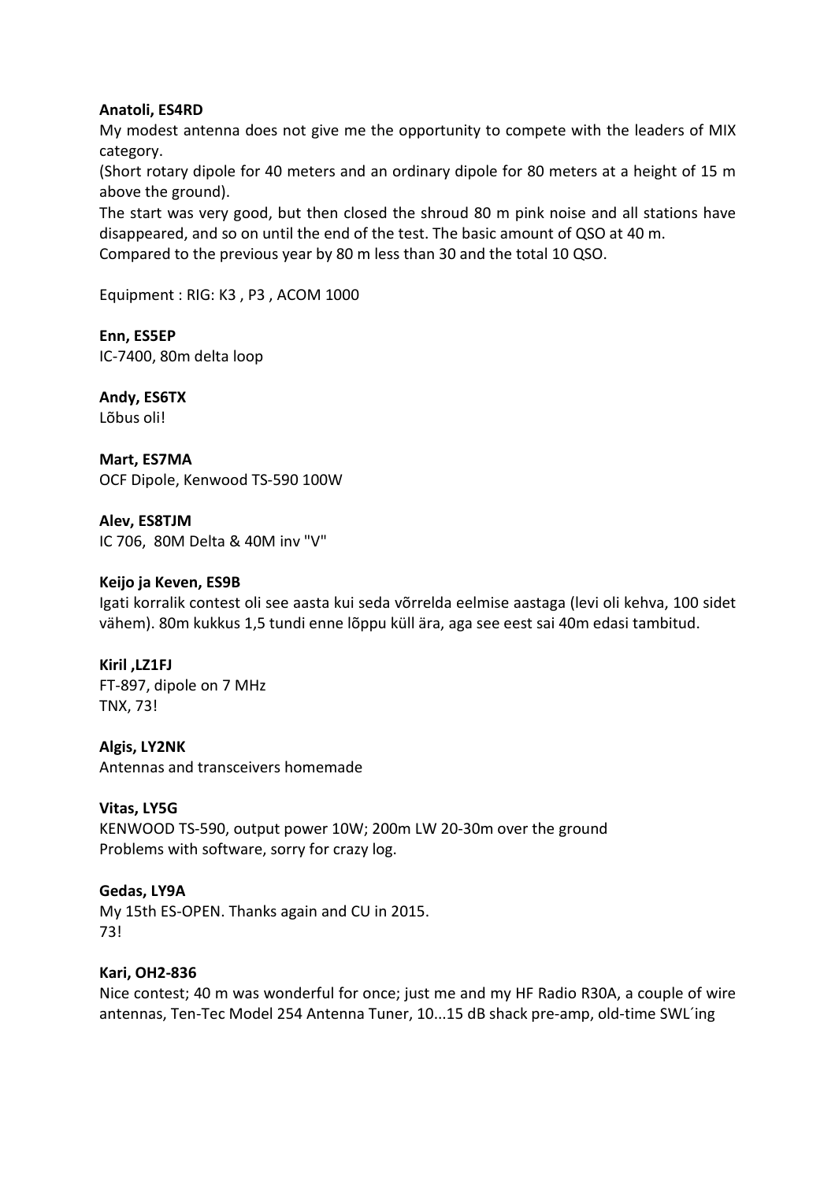**Anatoli, ES4RD**

My modest antenna does not give me the opportunity to compete with the leaders of MIX category.

(Short rotary dipole for 40 meters and an ordinary dipole for 80 meters at a height of 15 m above the ground).

The start was very good, but then closed the shroud 80 m pink noise and all stations have disappeared, and so on until the end of the test. The basic amount of QSO at 40 m.

Compared to the previous year by 80 m less than 30 and the total 10 QSO.

Equipment : RIG: K3 , P3 , ACOM 1000

**Enn, ES5EP**

IC-7400, 80m delta loop

**Andy, ES6TX**

Lõbus oli!

**Mart, ES7MA**

OCF Dipole, Kenwood TS-590 100W

**Alev, ES8TJM**

IC 706, 80M Delta & 40M inv "V"

**Keijo ja Keven, ES9B**

Igati korralik contest oli see aasta kui seda võrrelda eelmise aastaga (levi oli kehva, 100 sidet vähem). 80m kukkus 1,5 tundi enne lõppu küll ära, aga see eest sai 40m edasi tambitud.

**Kiril ,LZ1FJ**

FT-897, dipole on 7 MHz

TNX, 73!

**Algis, LY2NK**

Antennas and transceivers homemade

**Vitas, LY5G**

KENWOOD TS-590, output power 10W; 200m LW 20-30m over the ground

Problems with software, sorry for crazy log.

**Gedas, LY9A**

My 15th ES-OPEN. Thanks again and CU in 2015.

73!

**Kari, OH2-836**

Nice contest; 40 m was wonderful for once; just me and my HF Radio R30A, a couple of wire antennas, Ten-Tec Model 254 Antenna Tuner, 10...15 dB shack pre-amp, old-time SWL´ing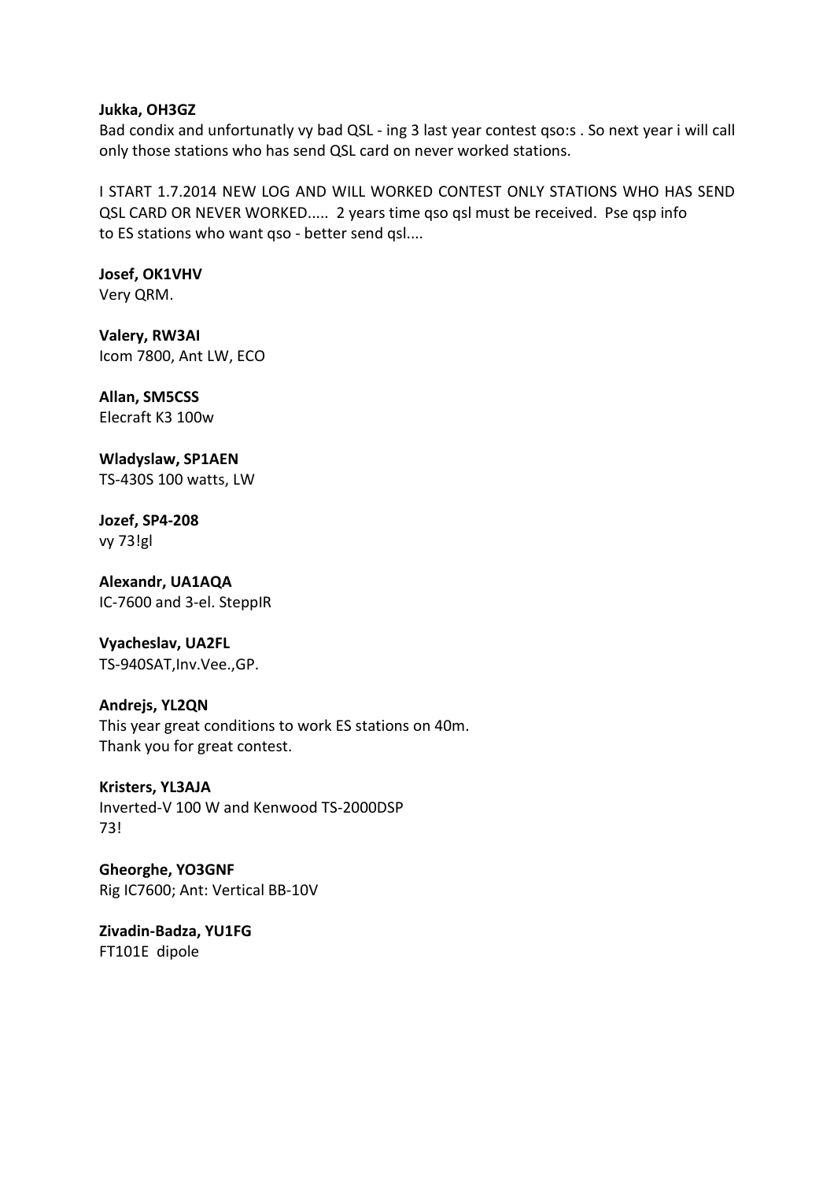**Jukka, OH3GZ**
Bad condix and unfortunatly vy bad QSL - ing 3 last year contest qso:s . So next year i will call only those stations who has send QSL card on never worked stations.

I START 1.7.2014 NEW LOG AND WILL WORKED CONTEST ONLY STATIONS WHO HAS SEND QSL CARD OR NEVER WORKED..... 2 years time qso qsl must be received. Pse qsp info to ES stations who want qso - better send qsl....

**Josef, OK1VHV**
Very QRM.

**Valery, RW3AI**
Icom 7800, Ant LW, ECO

**Allan, SM5CSS**
Elecraft K3 100w

**Wladyslaw, SP1AEN**
TS-430S 100 watts, LW

**Jozef, SP4-208**
vy 73!gl

**Alexandr, UA1AQA**
IC-7600 and 3-el. SteppIR

**Vyacheslav, UA2FL**
TS-940SAT,Inv.Vee.,GP.

**Andrejs, YL2QN**
This year great conditions to work ES stations on 40m.
Thank you for great contest.

**Kristers, YL3AJA**
Inverted-V 100 W and Kenwood TS-2000DSP
73!

**Gheorghe, YO3GNF**
Rig IC7600; Ant: Vertical BB-10V

**Zivadin-Badza, YU1FG**
FT101E dipole